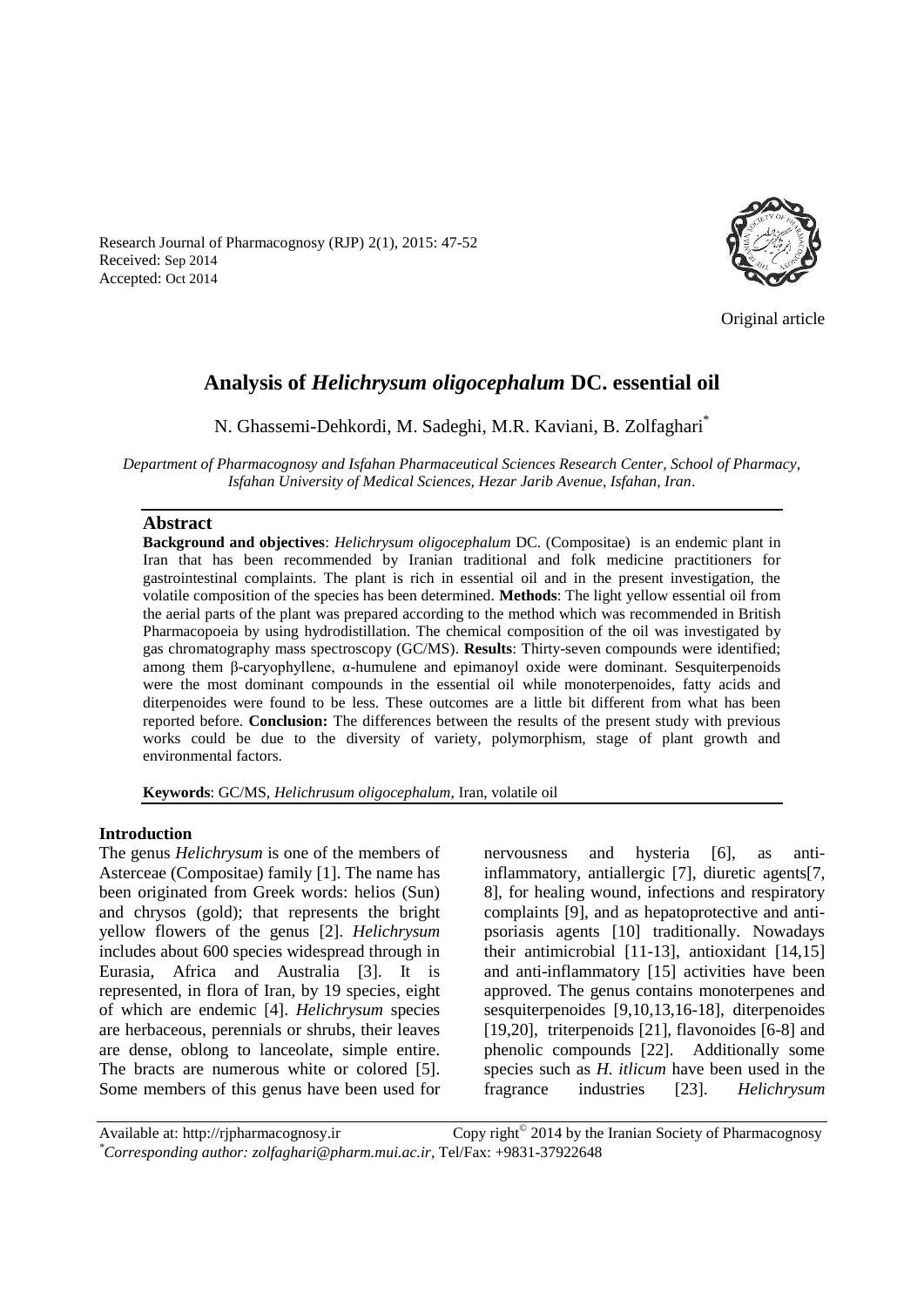Research Journal of Pharmacognosy (RJP) 2(1), 2015: 47-52
Received: Sep 2014
Accepted: Oct 2014

Original article

# Analysis of *Helichrysum oligocephalum* DC. essential oil

N. Ghassemi-Dehkordi, M. Sadeghi, M.R. Kaviani, B. Zolfaghari*

*Department of Pharmacognosy and Isfahan Pharmaceutical Sciences Research Center, School of Pharmacy, Isfahan University of Medical Sciences, Hezar Jarib Avenue, Isfahan, Iran.*

## Abstract

**Background and objectives**: *Helichrysum oligocephalum* DC. (Compositae) is an endemic plant in Iran that has been recommended by Iranian traditional and folk medicine practitioners for gastrointestinal complaints. The plant is rich in essential oil and in the present investigation, the volatile composition of the species has been determined. **Methods**: The light yellow essential oil from the aerial parts of the plant was prepared according to the method which was recommended in British Pharmacopoeia by using hydrodistillation. The chemical composition of the oil was investigated by gas chromatography mass spectroscopy (GC/MS). **Results**: Thirty-seven compounds were identified; among them β-caryophyllene, α-humulene and epimanoyl oxide were dominant. Sesquiterpenoids were the most dominant compounds in the essential oil while monoterpenoides, fatty acids and diterpenoides were found to be less. These outcomes are a little bit different from what has been reported before. **Conclusion:** The differences between the results of the present study with previous works could be due to the diversity of variety, polymorphism, stage of plant growth and environmental factors.

**Keywords**: GC/MS, *Helichrusum oligocephalum*, Iran, volatile oil

## Introduction

The genus *Helichrysum* is one of the members of Asterceae (Compositae) family [1]. The name has been originated from Greek words: helios (Sun) and chrysos (gold); that represents the bright yellow flowers of the genus [2]. *Helichrysum* includes about 600 species widespread through in Eurasia, Africa and Australia [3]. It is represented, in flora of Iran, by 19 species, eight of which are endemic [4]. *Helichrysum* species are herbaceous, perennials or shrubs, their leaves are dense, oblong to lanceolate, simple entire. The bracts are numerous white or colored [5]. Some members of this genus have been used for nervousness and hysteria [6], as anti-inflammatory, antiallergic [7], diuretic agents[7, 8], for healing wound, infections and respiratory complaints [9], and as hepatoprotective and anti-psoriasis agents [10] traditionally. Nowadays their antimicrobial [11-13], antioxidant [14,15] and anti-inflammatory [15] activities have been approved. The genus contains monoterpenes and sesquiterpenoides [9,10,13,16-18], diterpenoides [19,20], triterpenoids [21], flavonoides [6-8] and phenolic compounds [22]. Additionally some species such as *H. itlicum* have been used in the fragrance industries [23]. *Helichrysum*

Available at: http://rjpharmacognosy.ir Copy right© 2014 by the Iranian Society of Pharmacognosy
*Corresponding author: zolfaghari@pharm.mui.ac.ir, Tel/Fax: +9831-37922648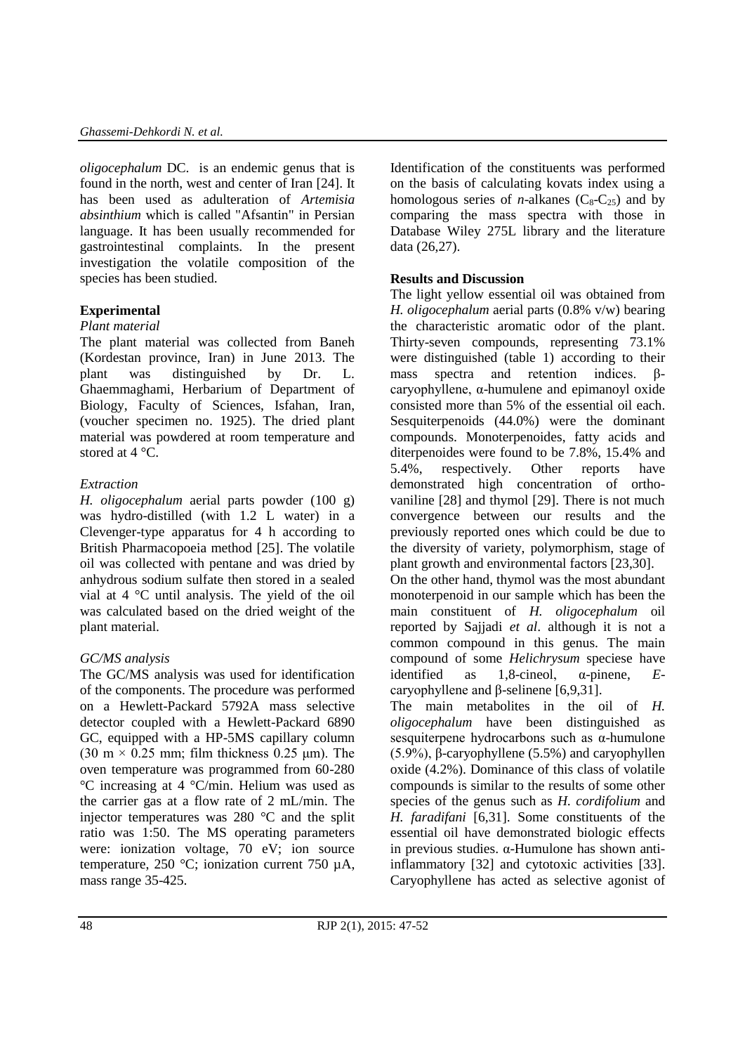*oligocephalum* DC. is an endemic genus that is found in the north, west and center of Iran [24]. It has been used as adulteration of *Artemisia absinthium* which is called "Afsantin" in Persian language. It has been usually recommended for gastrointestinal complaints. In the present investigation the volatile composition of the species has been studied.

## Experimental

### *Plant material*

The plant material was collected from Baneh (Kordestan province, Iran) in June 2013. The plant was distinguished by Dr. L. Ghaemmaghami, Herbarium of Department of Biology, Faculty of Sciences, Isfahan, Iran, (voucher specimen no. 1925). The dried plant material was powdered at room temperature and stored at 4 °C.

### *Extraction*

*H. oligocephalum* aerial parts powder (100 g) was hydro-distilled (with 1.2 L water) in a Clevenger-type apparatus for 4 h according to British Pharmacopoeia method [25]. The volatile oil was collected with pentane and was dried by anhydrous sodium sulfate then stored in a sealed vial at 4 °C until analysis. The yield of the oil was calculated based on the dried weight of the plant material.

### *GC/MS analysis*

The GC/MS analysis was used for identification of the components. The procedure was performed on a Hewlett-Packard 5792A mass selective detector coupled with a Hewlett-Packard 6890 GC, equipped with a HP-5MS capillary column (30 m × 0.25 mm; film thickness 0.25 µm). The oven temperature was programmed from 60-280 °C increasing at 4 °C/min. Helium was used as the carrier gas at a flow rate of 2 mL/min. The injector temperatures was 280 °C and the split ratio was 1:50. The MS operating parameters were: ionization voltage, 70 eV; ion source temperature, 250 °C; ionization current 750 µA, mass range 35-425.

Identification of the constituents was performed on the basis of calculating kovats index using a homologous series of *n*-alkanes ($C_8$-$C_{25}$) and by comparing the mass spectra with those in Database Wiley 275L library and the literature data (26,27).

## Results and Discussion

The light yellow essential oil was obtained from *H. oligocephalum* aerial parts (0.8% v/w) bearing the characteristic aromatic odor of the plant. Thirty-seven compounds, representing 73.1% were distinguished (table 1) according to their mass spectra and retention indices. β-caryophyllene, α-humulene and epimanoyl oxide consisted more than 5% of the essential oil each. Sesquiterpenoids (44.0%) were the dominant compounds. Monoterpenoides, fatty acids and diterpenoides were found to be 7.8%, 15.4% and 5.4%, respectively. Other reports have demonstrated high concentration of ortho-vaniline [28] and thymol [29]. There is not much convergence between our results and the previously reported ones which could be due to the diversity of variety, polymorphism, stage of plant growth and environmental factors [23,30].

On the other hand, thymol was the most abundant monoterpenoid in our sample which has been the main constituent of *H. oligocephalum* oil reported by Sajjadi *et al*. although it is not a common compound in this genus. The main compound of some *Helichrysum* speciese have identified as 1,8-cineol, α-pinene, *E*-caryophyllene and β-selinene [6,9,31].

The main metabolites in the oil of *H. oligocephalum* have been distinguished as sesquiterpene hydrocarbons such as α-humulone (5.9%), β-caryophyllene (5.5%) and caryophyllen oxide (4.2%). Dominance of this class of volatile compounds is similar to the results of some other species of the genus such as *H. cordifolium* and *H. faradifani* [6,31]. Some constituents of the essential oil have demonstrated biologic effects in previous studies. α-Humulone has shown anti-inflammatory [32] and cytotoxic activities [33]. Caryophyllene has acted as selective agonist of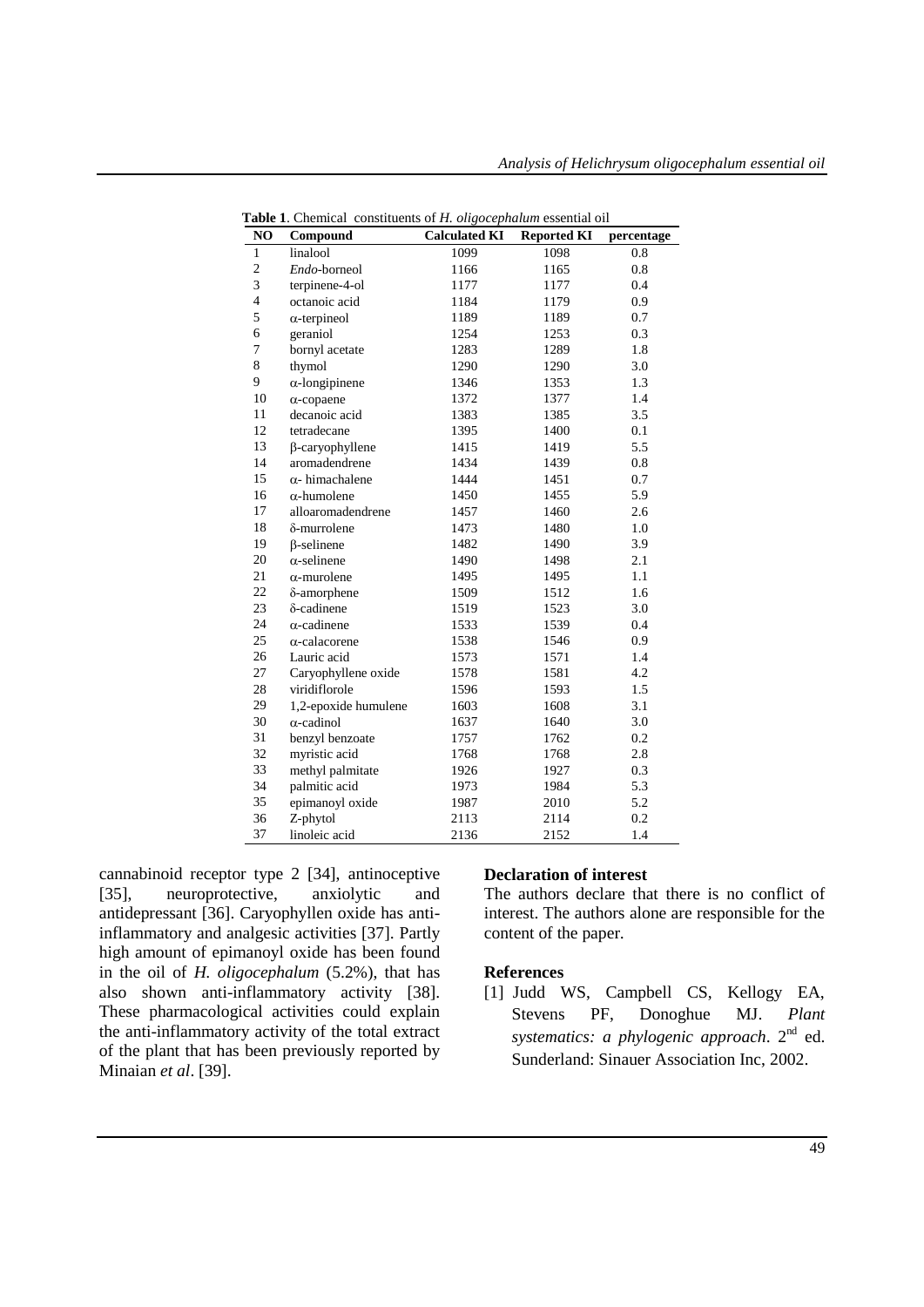**Table 1**. Chemical constituents of *H. oligocephalum* essential oil

| NO | Compound | Calculated KI | Reported KI | percentage |
|---|---|---|---|---|
| 1 | linalool | 1099 | 1098 | 0.8 |
| 2 | *Endo*-borneol | 1166 | 1165 | 0.8 |
| 3 | terpinene-4-ol | 1177 | 1177 | 0.4 |
| 4 | octanoic acid | 1184 | 1179 | 0.9 |
| 5 | α-terpineol | 1189 | 1189 | 0.7 |
| 6 | geraniol | 1254 | 1253 | 0.3 |
| 7 | bornyl acetate | 1283 | 1289 | 1.8 |
| 8 | thymol | 1290 | 1290 | 3.0 |
| 9 | α-longipinene | 1346 | 1353 | 1.3 |
| 10 | α-copaene | 1372 | 1377 | 1.4 |
| 11 | decanoic acid | 1383 | 1385 | 3.5 |
| 12 | tetradecane | 1395 | 1400 | 0.1 |
| 13 | β-caryophyllene | 1415 | 1419 | 5.5 |
| 14 | aromadendrene | 1434 | 1439 | 0.8 |
| 15 | α- himachalene | 1444 | 1451 | 0.7 |
| 16 | α-humolene | 1450 | 1455 | 5.9 |
| 17 | alloaromadendrene | 1457 | 1460 | 2.6 |
| 18 | δ-murrolene | 1473 | 1480 | 1.0 |
| 19 | β-selinene | 1482 | 1490 | 3.9 |
| 20 | α-selinene | 1490 | 1498 | 2.1 |
| 21 | α-murolene | 1495 | 1495 | 1.1 |
| 22 | δ-amorphene | 1509 | 1512 | 1.6 |
| 23 | δ-cadinene | 1519 | 1523 | 3.0 |
| 24 | α-cadinene | 1533 | 1539 | 0.4 |
| 25 | α-calacorene | 1538 | 1546 | 0.9 |
| 26 | Lauric acid | 1573 | 1571 | 1.4 |
| 27 | Caryophyllene oxide | 1578 | 1581 | 4.2 |
| 28 | viridiflorole | 1596 | 1593 | 1.5 |
| 29 | 1,2-epoxide humulene | 1603 | 1608 | 3.1 |
| 30 | α-cadinol | 1637 | 1640 | 3.0 |
| 31 | benzyl benzoate | 1757 | 1762 | 0.2 |
| 32 | myristic acid | 1768 | 1768 | 2.8 |
| 33 | methyl palmitate | 1926 | 1927 | 0.3 |
| 34 | palmitic acid | 1973 | 1984 | 5.3 |
| 35 | epimanoyl oxide | 1987 | 2010 | 5.2 |
| 36 | Z-phytol | 2113 | 2114 | 0.2 |
| 37 | linoleic acid | 2136 | 2152 | 1.4 |

cannabinoid receptor type 2 [34], antinoceptive [35], neuroprotective, anxiolytic and antidepressant [36]. Caryophyllen oxide has anti-inflammatory and analgesic activities [37]. Partly high amount of epimanoyl oxide has been found in the oil of *H. oligocephalum* (5.2%), that has also shown anti-inflammatory activity [38]. These pharmacological activities could explain the anti-inflammatory activity of the total extract of the plant that has been previously reported by Minaian *et al*. [39].

**Declaration of interest**

The authors declare that there is no conflict of interest. The authors alone are responsible for the content of the paper.

**References**

[1] Judd WS, Campbell CS, Kellogy EA, Stevens PF, Donoghue MJ. *Plant systematics: a phylogenic approach*. 2nd ed. Sunderland: Sinauer Association Inc, 2002.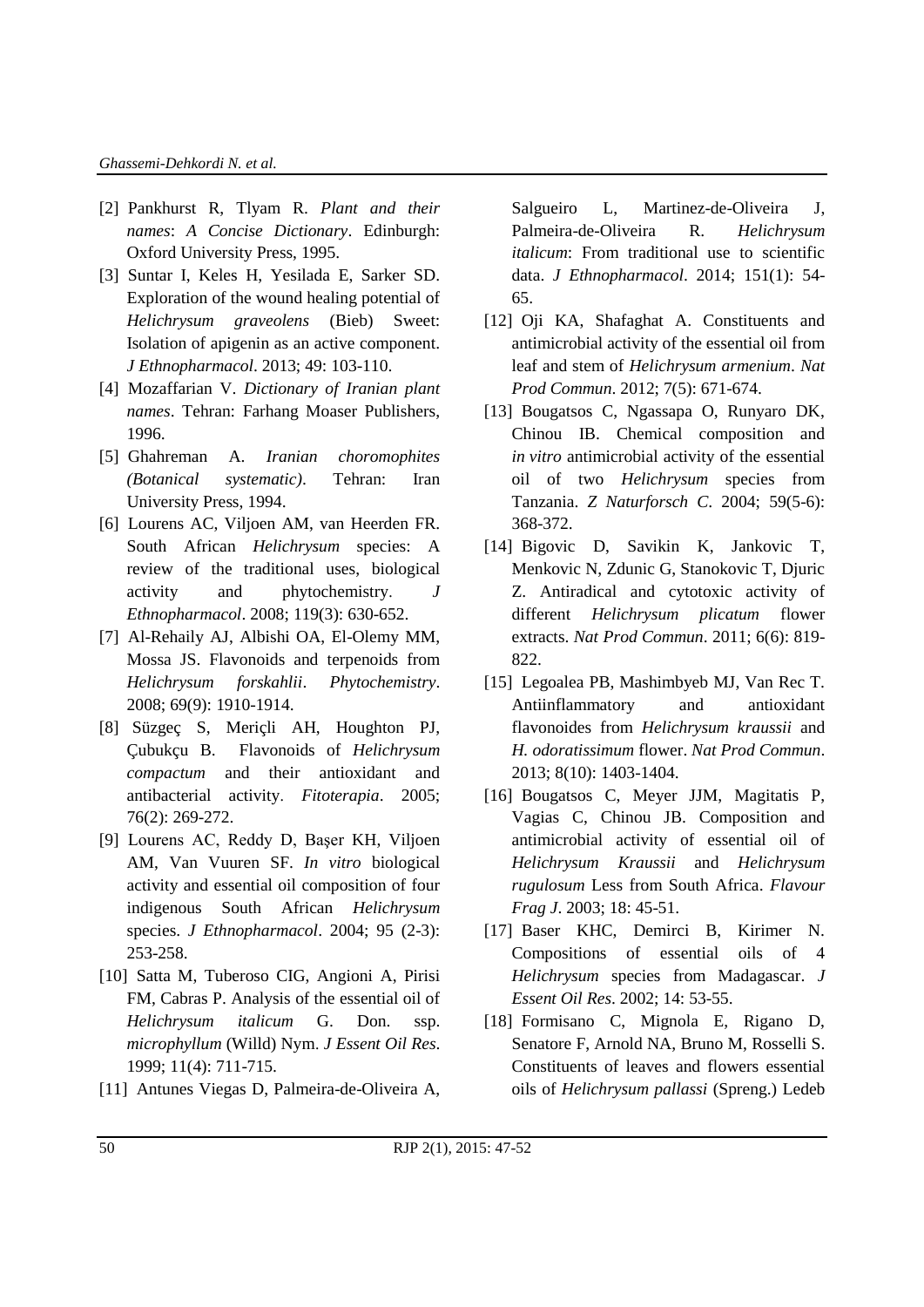[2] Pankhurst R, Tlyam R. *Plant and their names*: *A Concise Dictionary*. Edinburgh: Oxford University Press, 1995.

[3] Suntar I, Keles H, Yesilada E, Sarker SD. Exploration of the wound healing potential of *Helichrysum graveolens* (Bieb) Sweet: Isolation of apigenin as an active component. *J Ethnopharmacol*. 2013; 49: 103-110.

[4] Mozaffarian V. *Dictionary of Iranian plant names*. Tehran: Farhang Moaser Publishers, 1996.

[5] Ghahreman A. *Iranian choromophites (Botanical systematic)*. Tehran: Iran University Press, 1994.

[6] Lourens AC, Viljoen AM, van Heerden FR. South African *Helichrysum* species: A review of the traditional uses, biological activity and phytochemistry. *J Ethnopharmacol*. 2008; 119(3): 630-652.

[7] Al-Rehaily AJ, Albishi OA, El-Olemy MM, Mossa JS. Flavonoids and terpenoids from *Helichrysum forskahlii*. *Phytochemistry*. 2008; 69(9): 1910-1914.

[8] Süzgeç S, Meriçli AH, Houghton PJ, Çubukçu B. Flavonoids of *Helichrysum compactum* and their antioxidant and antibacterial activity. *Fitoterapia*. 2005; 76(2): 269-272.

[9] Lourens AC, Reddy D, Başer KH, Viljoen AM, Van Vuuren SF. *In vitro* biological activity and essential oil composition of four indigenous South African *Helichrysum* species. *J Ethnopharmacol*. 2004; 95 (2-3): 253-258.

[10] Satta M, Tuberoso CIG, Angioni A, Pirisi FM, Cabras P. Analysis of the essential oil of *Helichrysum italicum* G. Don. ssp. *microphyllum* (Willd) Nym. *J Essent Oil Res*. 1999; 11(4): 711-715.

[11] Antunes Viegas D, Palmeira-de-Oliveira A, Salgueiro L, Martinez-de-Oliveira J, Palmeira-de-Oliveira R. *Helichrysum italicum*: From traditional use to scientific data. *J Ethnopharmacol*. 2014; 151(1): 54-65.

[12] Oji KA, Shafaghat A. Constituents and antimicrobial activity of the essential oil from leaf and stem of *Helichrysum armenium*. *Nat Prod Commun*. 2012; 7(5): 671-674.

[13] Bougatsos C, Ngassapa O, Runyaro DK, Chinou IB. Chemical composition and *in vitro* antimicrobial activity of the essential oil of two *Helichrysum* species from Tanzania. *Z Naturforsch C*. 2004; 59(5-6): 368-372.

[14] Bigovic D, Savikin K, Jankovic T, Menkovic N, Zdunic G, Stanokovic T, Djuric Z. Antiradical and cytotoxic activity of different *Helichrysum plicatum* flower extracts. *Nat Prod Commun*. 2011; 6(6): 819-822.

[15] Legoalea PB, Mashimbyeb MJ, Van Rec T. Antiinflammatory and antioxidant flavonoides from *Helichrysum kraussii* and *H. odoratissimum* flower. *Nat Prod Commun*. 2013; 8(10): 1403-1404.

[16] Bougatsos C, Meyer JJM, Magitatis P, Vagias C, Chinou JB. Composition and antimicrobial activity of essential oil of *Helichrysum Kraussii* and *Helichrysum rugulosum* Less from South Africa. *Flavour Frag J*. 2003; 18: 45-51.

[17] Baser KHC, Demirci B, Kirimer N. Compositions of essential oils of 4 *Helichrysum* species from Madagascar. *J Essent Oil Res*. 2002; 14: 53-55.

[18] Formisano C, Mignola E, Rigano D, Senatore F, Arnold NA, Bruno M, Rosselli S. Constituents of leaves and flowers essential oils of *Helichrysum pallassi* (Spreng.) Ledeb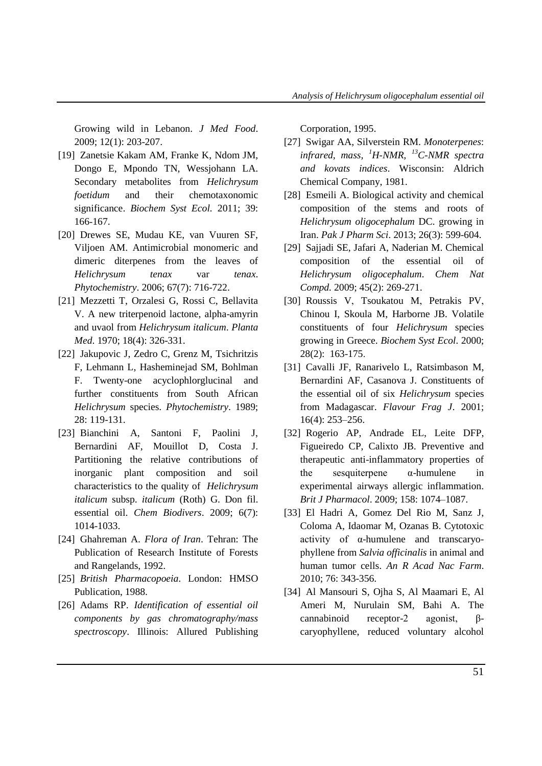Growing wild in Lebanon. *J Med Food*. 2009; 12(1): 203-207.

[19] Zanetsie Kakam AM, Franke K, Ndom JM, Dongo E, Mpondo TN, Wessjohann LA. Secondary metabolites from *Helichrysum foetidum* and their chemotaxonomic significance. *Biochem Syst Ecol.* 2011; 39: 166-167.

[20] Drewes SE, Mudau KE, van Vuuren SF, Viljoen AM. Antimicrobial monomeric and dimeric diterpenes from the leaves of *Helichrysum tenax* var *tenax*. *Phytochemistry*. 2006; 67(7): 716-722.

[21] Mezzetti T, Orzalesi G, Rossi C, Bellavita V. A new triterpenoid lactone, alpha-amyrin and uvaol from *Helichrysum italicum*. *Planta Med*. 1970; 18(4): 326-331.

[22] Jakupovic J, Zedro C, Grenz M, Tsichritzis F, Lehmann L, Hasheminejad SM, Bohlman F. Twenty-one acyclophlorglucinal and further constituents from South African *Helichrysum* species. *Phytochemistry*. 1989; 28: 119-131.

[23] Bianchini A, Santoni F, Paolini J, Bernardini AF, Mouillot D, Costa J. Partitioning the relative contributions of inorganic plant composition and soil characteristics to the quality of *Helichrysum italicum* subsp. *italicum* (Roth) G. Don fil. essential oil. *Chem Biodivers*. 2009; 6(7): 1014-1033.

[24] Ghahreman A. *Flora of Iran*. Tehran: The Publication of Research Institute of Forests and Rangelands, 1992.

[25] *British Pharmacopoeia*. London: HMSO Publication, 1988.

[26] Adams RP. *Identification of essential oil components by gas chromatography/mass spectroscopy*. Illinois: Allured Publishing Corporation, 1995.

[27] Swigar AA, Silverstein RM. *Monoterpenes*: *infrared, mass, $^{1}$H-NMR, $^{13}$C-NMR spectra and kovats indices*. Wisconsin: Aldrich Chemical Company, 1981.

[28] Esmeili A. Biological activity and chemical composition of the stems and roots of *Helichrysum oligocephalum* DC. growing in Iran. *Pak J Pharm Sci*. 2013; 26(3): 599-604.

[29] Sajjadi SE, Jafari A, Naderian M. Chemical composition of the essential oil of *Helichrysum oligocephalum*. *Chem Nat Compd.* 2009; 45(2): 269-271.

[30] Roussis V, Tsoukatou M, Petrakis PV, Chinou I, Skoula M, Harborne JB. Volatile constituents of four *Helichrysum* species growing in Greece. *Biochem Syst Ecol*. 2000; 28(2): 163-175.

[31] Cavalli JF, Ranarivelo L, Ratsimbason M, Bernardini AF, Casanova J. Constituents of the essential oil of six *Helichrysum* species from Madagascar. *Flavour Frag J*. 2001; 16(4): 253–256.

[32] Rogerio AP, Andrade EL, Leite DFP, Figueiredo CP, Calixto JB. Preventive and therapeutic anti-inflammatory properties of the sesquiterpene α-humulene in experimental airways allergic inflammation. *Brit J Pharmacol*. 2009; 158: 1074–1087.

[33] El Hadri A, Gomez Del Rio M, Sanz J, Coloma A, Idaomar M, Ozanas B. Cytotoxic activity of α-humulene and transcaryo-phyllene from *Salvia officinalis* in animal and human tumor cells. *An R Acad Nac Farm*. 2010; 76: 343-356.

[34] Al Mansouri S, Ojha S, Al Maamari E, Al Ameri M, Nurulain SM, Bahi A. The cannabinoid receptor-2 agonist, β-caryophyllene, reduced voluntary alcohol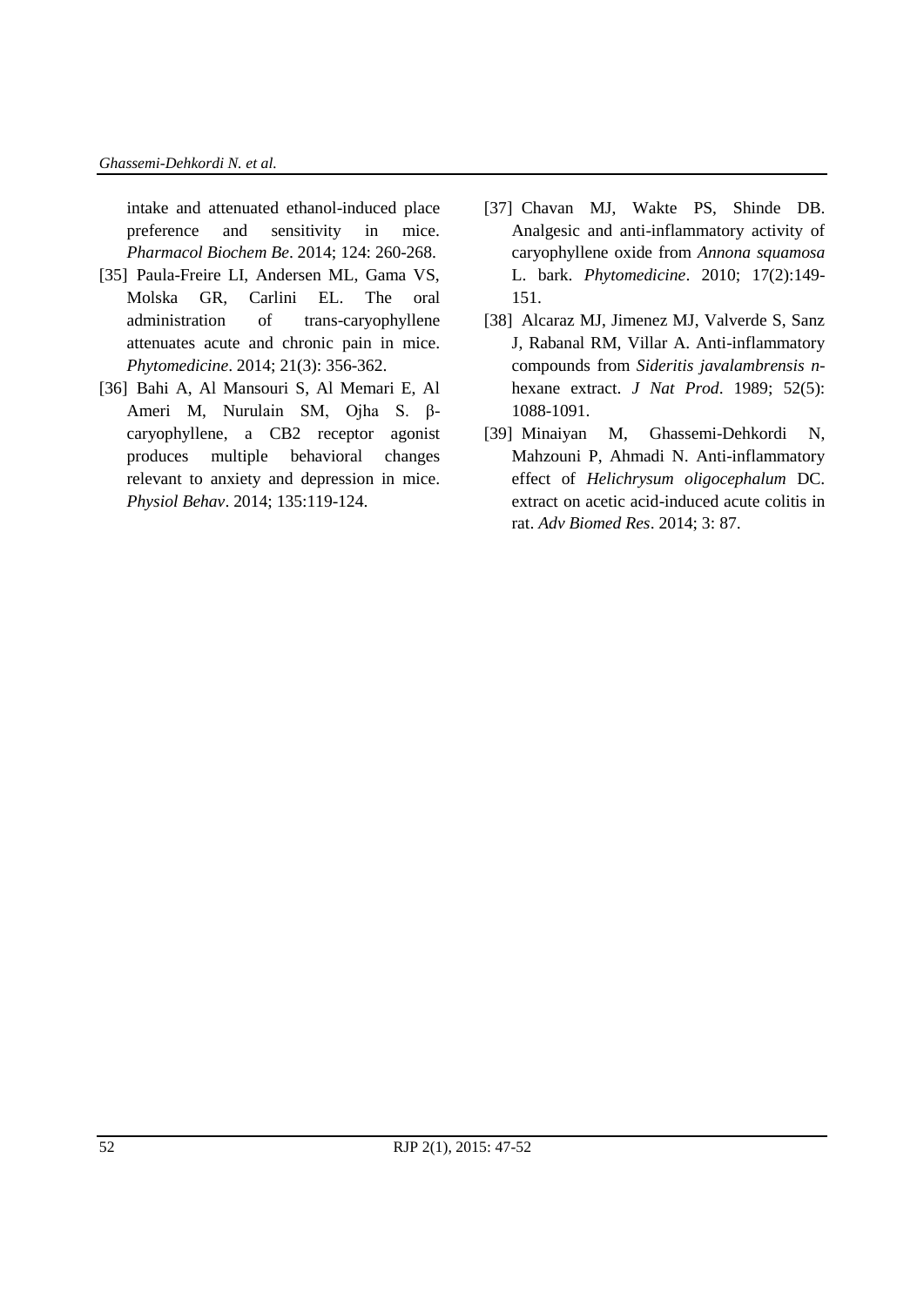intake and attenuated ethanol-induced place preference and sensitivity in mice. *Pharmacol Biochem Be*. 2014; 124: 260-268.

[35] Paula-Freire LI, Andersen ML, Gama VS, Molska GR, Carlini EL. The oral administration of trans-caryophyllene attenuates acute and chronic pain in mice. *Phytomedicine*. 2014; 21(3): 356-362.

[36] Bahi A, Al Mansouri S, Al Memari E, Al Ameri M, Nurulain SM, Ojha S. β-caryophyllene, a CB2 receptor agonist produces multiple behavioral changes relevant to anxiety and depression in mice. *Physiol Behav*. 2014; 135:119-124.

[37] Chavan MJ, Wakte PS, Shinde DB. Analgesic and anti-inflammatory activity of caryophyllene oxide from *Annona squamosa* L. bark. *Phytomedicine*. 2010; 17(2):149-151.

[38] Alcaraz MJ, Jimenez MJ, Valverde S, Sanz J, Rabanal RM, Villar A. Anti-inflammatory compounds from *Sideritis javalambrensis n*-hexane extract. *J Nat Prod*. 1989; 52(5): 1088-1091.

[39] Minaiyan M, Ghassemi-Dehkordi N, Mahzouni P, Ahmadi N. Anti-inflammatory effect of *Helichrysum oligocephalum* DC. extract on acetic acid-induced acute colitis in rat. *Adv Biomed Res*. 2014; 3: 87.